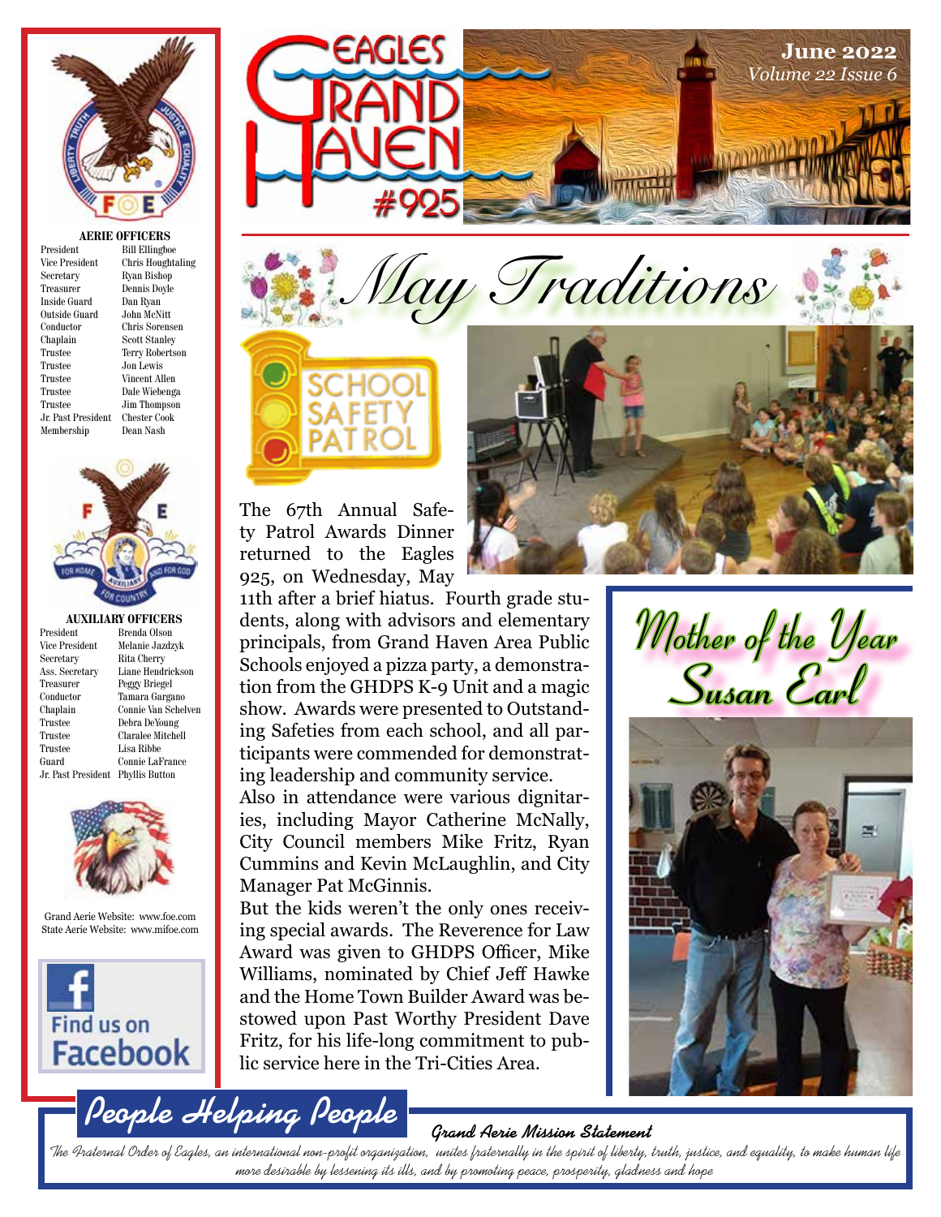# Eagles Grand Haven #925

**June 2022**
*Volume 22 Issue 6*

**AERIE OFFICERS**

| | |
|---|---|
| President | Bill Ellingboe |
| Vice President | Chris Houghtaling |
| Secretary | Ryan Bishop |
| Treasurer | Dennis Doyle |
| Inside Guard | Dan Ryan |
| Outside Guard | John McNitt |
| Conductor | Chris Sorensen |
| Chaplain | Scott Stanley |
| Trustee | Terry Robertson |
| Trustee | Jon Lewis |
| Trustee | Vincent Allen |
| Trustee | Dale Wiebenga |
| Trustee | Jim Thompson |
| Jr. Past President | Chester Cook |
| Membership | Dean Nash |

**AUXILIARY OFFICERS**

| | |
|---|---|
| President | Brenda Olson |
| Vice President | Melanie Jazdzyk |
| Secretary | Rita Cherry |
| Ass. Secretary | Liane Hendrickson |
| Treasurer | Peggy Briegel |
| Conductor | Tamara Gargano |
| Chaplain | Connie Van Schelven |
| Trustee | Debra DeYoung |
| Trustee | Claralee Mitchell |
| Trustee | Lisa Ribbe |
| Guard | Connie LaFrance |
| Jr. Past President | Phyllis Button |

Grand Aerie Website: www.foe.com
State Aerie Website: www.mifoe.com

Find us on Facebook

## May Traditions

### School Safety Patrol

The 67th Annual Safety Patrol Awards Dinner returned to the Eagles 925, on Wednesday, May 11th after a brief hiatus. Fourth grade students, along with advisors and elementary principals, from Grand Haven Area Public Schools enjoyed a pizza party, a demonstration from the GHDPS K-9 Unit and a magic show. Awards were presented to Outstanding Safeties from each school, and all participants were commended for demonstrating leadership and community service.

Also in attendance were various dignitaries, including Mayor Catherine McNally, City Council members Mike Fritz, Ryan Cummins and Kevin McLaughlin, and City Manager Pat McGinnis.

But the kids weren't the only ones receiving special awards. The Reverence for Law Award was given to GHDPS Officer, Mike Williams, nominated by Chief Jeff Hawke and the Home Town Builder Award was bestowed upon Past Worthy President Dave Fritz, for his life-long commitment to public service here in the Tri-Cities Area.

### Mother of the Year
### Susan Earl

## People Helping People

**Grand Aerie Mission Statement**

*The Fraternal Order of Eagles, an international non-profit organization, unites fraternally in the spirit of liberty, truth, justice, and equality, to make human life more desirable by lessening its ills, and by promoting peace, prosperity, gladness and hope*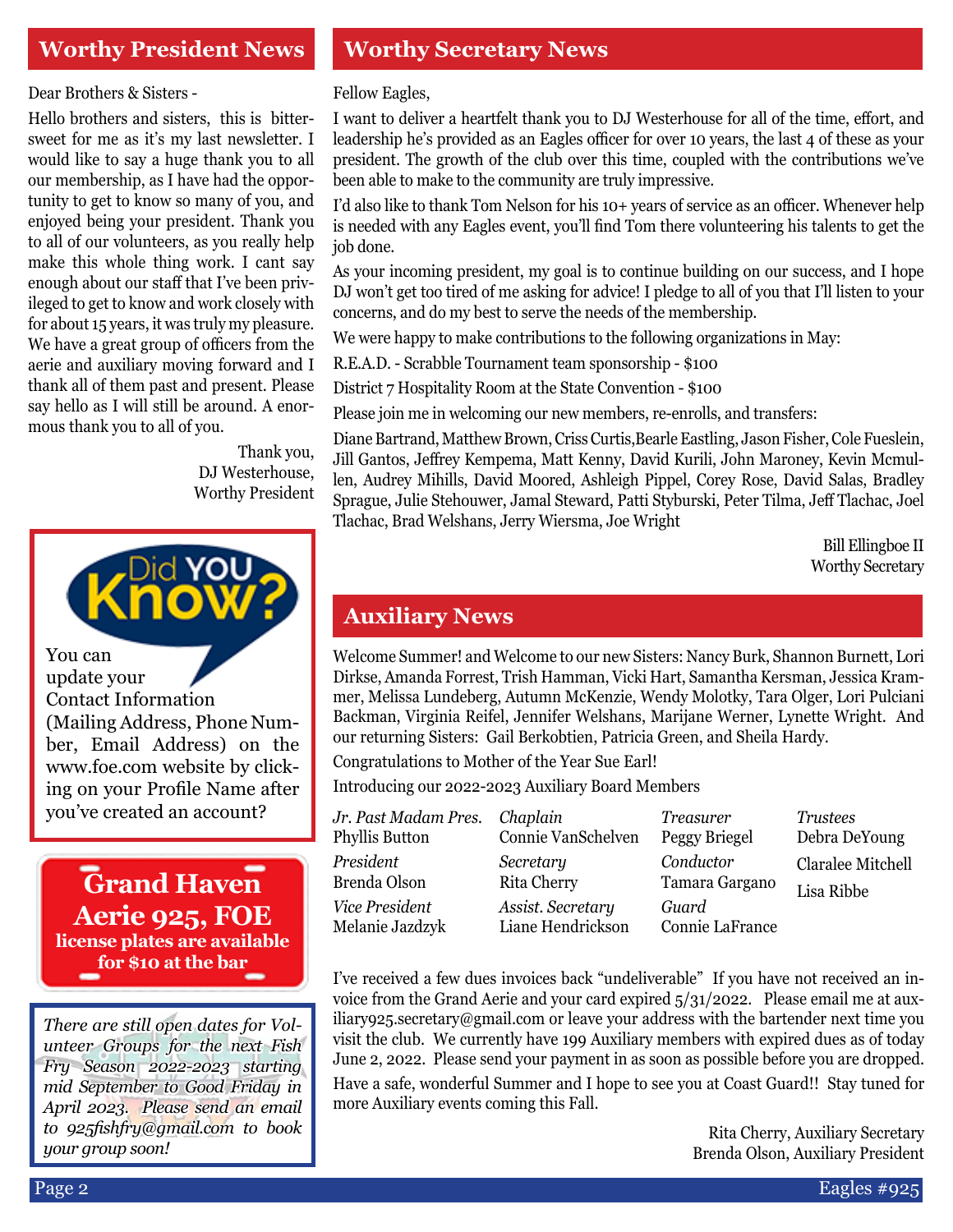## Worthy President News

Dear Brothers & Sisters -

Hello brothers and sisters, this is bittersweet for me as it's my last newsletter. I would like to say a huge thank you to all our membership, as I have had the opportunity to get to know so many of you, and enjoyed being your president. Thank you to all of our volunteers, as you really help make this whole thing work. I cant say enough about our staff that I've been privileged to get to know and work closely with for about 15 years, it was truly my pleasure. We have a great group of officers from the aerie and auxiliary moving forward and I thank all of them past and present. Please say hello as I will still be around. A enormous thank you to all of you.

Thank you,
DJ Westerhouse,
Worthy President

**Did YOU Know?**

You can update your Contact Information (Mailing Address, Phone Number, Email Address) on the www.foe.com website by clicking on your Profile Name after you've created an account?

**Grand Haven Aerie 925, FOE license plates are available for $10 at the bar**

*There are still open dates for Volunteer Groups for the next Fish Fry Season 2022-2023 starting mid September to Good Friday in April 2023. Please send an email to 925fishfry@gmail.com to book your group soon!*

## Worthy Secretary News

Fellow Eagles,

I want to deliver a heartfelt thank you to DJ Westerhouse for all of the time, effort, and leadership he's provided as an Eagles officer for over 10 years, the last 4 of these as your president. The growth of the club over this time, coupled with the contributions we've been able to make to the community are truly impressive.

I'd also like to thank Tom Nelson for his 10+ years of service as an officer. Whenever help is needed with any Eagles event, you'll find Tom there volunteering his talents to get the job done.

As your incoming president, my goal is to continue building on our success, and I hope DJ won't get too tired of me asking for advice! I pledge to all of you that I'll listen to your concerns, and do my best to serve the needs of the membership.

We were happy to make contributions to the following organizations in May:

R.E.A.D. - Scrabble Tournament team sponsorship - $100

District 7 Hospitality Room at the State Convention - $100

Please join me in welcoming our new members, re-enrolls, and transfers:

Diane Bartrand, Matthew Brown, Criss Curtis,Bearle Eastling, Jason Fisher, Cole Fueslein, Jill Gantos, Jeffrey Kempema, Matt Kenny, David Kurili, John Maroney, Kevin Mcmullen, Audrey Mihills, David Moored, Ashleigh Pippel, Corey Rose, David Salas, Bradley Sprague, Julie Stehouwer, Jamal Steward, Patti Styburski, Peter Tilma, Jeff Tlachac, Joel Tlachac, Brad Welshans, Jerry Wiersma, Joe Wright

Bill Ellingboe II
Worthy Secretary

## Auxiliary News

Welcome Summer! and Welcome to our new Sisters: Nancy Burk, Shannon Burnett, Lori Dirkse, Amanda Forrest, Trish Hamman, Vicki Hart, Samantha Kersman, Jessica Krammer, Melissa Lundeberg, Autumn McKenzie, Wendy Molotky, Tara Olger, Lori Pulciani Backman, Virginia Reifel, Jennifer Welshans, Marijane Werner, Lynette Wright. And our returning Sisters: Gail Berkobtien, Patricia Green, and Sheila Hardy.

Congratulations to Mother of the Year Sue Earl!

Introducing our 2022-2023 Auxiliary Board Members

*Jr. Past Madam Pres.* Phyllis Button
*President* Brenda Olson
*Vice President* Melanie Jazdzyk
*Chaplain* Connie VanSchelven
*Secretary* Rita Cherry
*Assist. Secretary* Liane Hendrickson
*Treasurer* Peggy Briegel
*Conductor* Tamara Gargano
*Guard* Connie LaFrance
*Trustees* Debra DeYoung, Claralee Mitchell, Lisa Ribbe

I've received a few dues invoices back "undeliverable" If you have not received an invoice from the Grand Aerie and your card expired 5/31/2022. Please email me at auxiliary925.secretary@gmail.com or leave your address with the bartender next time you visit the club. We currently have 199 Auxiliary members with expired dues as of today June 2, 2022. Please send your payment in as soon as possible before you are dropped.

Have a safe, wonderful Summer and I hope to see you at Coast Guard!! Stay tuned for more Auxiliary events coming this Fall.

Rita Cherry, Auxiliary Secretary
Brenda Olson, Auxiliary President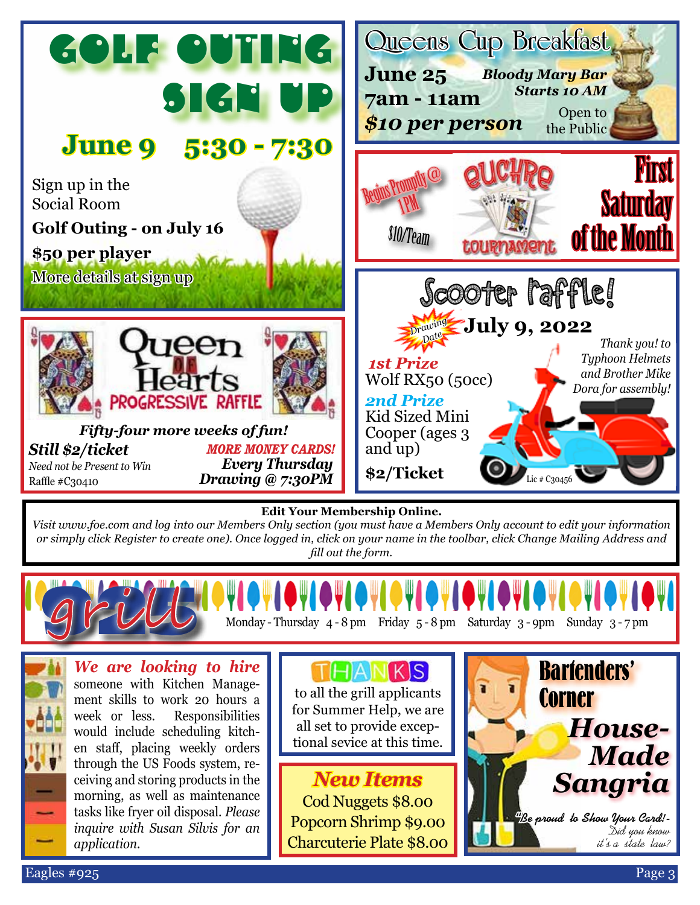# GOLF OUTING SIGN UP

## June 9 5:30 - 7:30

Sign up in the Social Room

**Golf Outing - on July 16**

**$50 per player**

More details at sign up

# Queens Cup Breakfast

**June 25**
**7am - 11am**
***$10 per person***

***Bloody Mary Bar Starts 10 AM***

Open to the Public

# EUCHRE TOURNAMENT

Begins Promptly @ 1PM

$10/Team

**First Saturday of the Month**

# Queen of Hearts PROGRESSIVE RAFFLE

***Fifty-four more weeks of fun!***

***Still $2/ticket***

*Need not be Present to Win*

Raffle #C30410

***MORE MONEY CARDS!***

***Every Thursday***
***Drawing @ 7:30PM***

# Scooter raffle!

Drawing Date **July 9, 2022**

***1st Prize***
Wolf RX50 (50cc)

***2nd Prize***
Kid Sized Mini Cooper (ages 3 and up)

**$2/Ticket**

*Thank you! to Typhoon Helmets and Brother Mike Dora for assembly!*

Lic # C30456

**Edit Your Membership Online.**

*Visit www.foe.com and log into our Members Only section (you must have a Members Only account to edit your information or simply click Register to create one). Once logged in, click on your name in the toolbar, click Change Mailing Address and fill out the form.*

# grill

Monday - Thursday 4 - 8 pm Friday 5 - 8 pm Saturday 3 - 9pm Sunday 3 - 7 pm

***We are looking to hire*** someone with Kitchen Management skills to work 20 hours a week or less. Responsibilities would include scheduling kitchen staff, placing weekly orders through the US Foods system, receiving and storing products in the morning, as well as maintenance tasks like fryer oil disposal. *Please inquire with Susan Silvis for an application.*

## THANKS

to all the grill applicants for Summer Help, we are all set to provide exceptional sevice at this time.

## *New Items*

Cod Nuggets $8.00
Popcorn Shrimp $9.00
Charcuterie Plate $8.00

# Bartenders' Corner

## *House-Made Sangria*

*"Be proud to Show Your Card!- Did you know it's a state law?*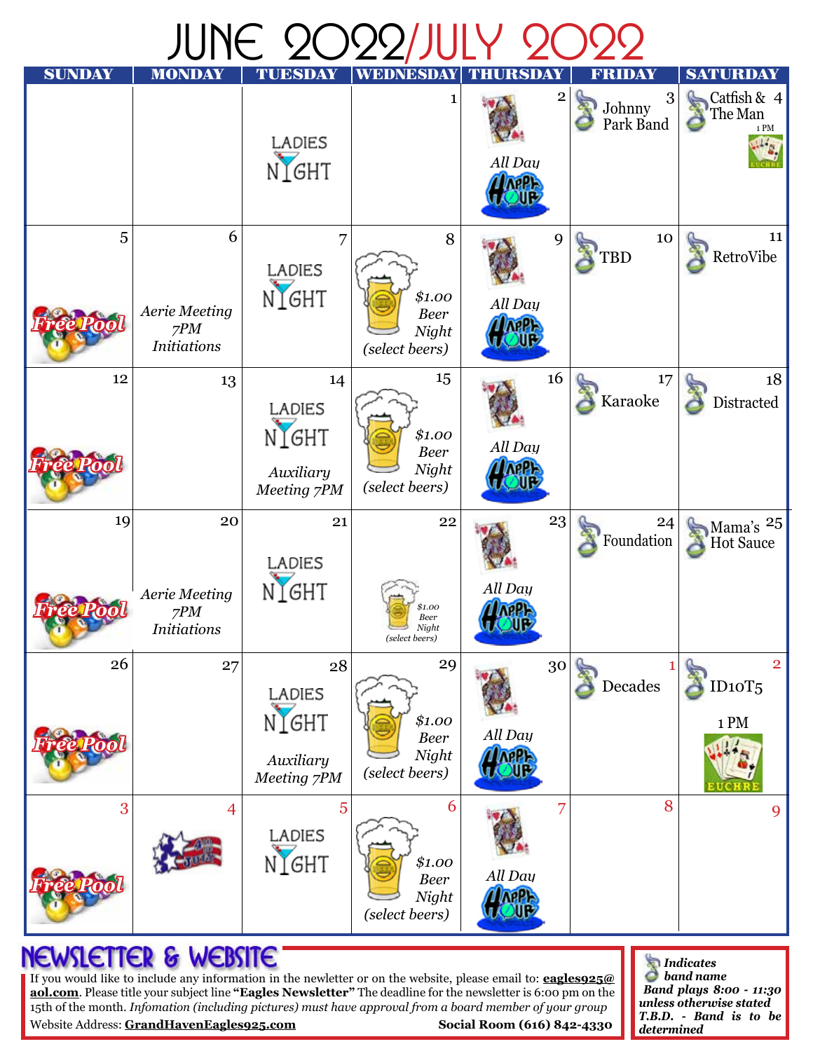# JUNE 2022/JULY 2022

| SUNDAY | MONDAY | TUESDAY | WEDNESDAY | THURSDAY | FRIDAY | SATURDAY |
|---|---|---|---|---|---|---|
| | | LADIES NIGHT | 1 | 2 All Day Happy Hour | 3 Johnny Park Band | 4 Catfish & The Man 1 PM EUCHRE |
| 5 Free Pool | 6 Aerie Meeting 7PM Initiations | 7 LADIES NIGHT | 8 $1.00 Beer Night (select beers) | 9 All Day Happy Hour | 10 TBD | 11 RetroVibe |
| 12 Free Pool | 13 | 14 LADIES NIGHT Auxiliary Meeting 7PM | 15 $1.00 Beer Night (select beers) | 16 All Day Happy Hour | 17 Karaoke | 18 Distracted |
| 19 Free Pool | 20 Aerie Meeting 7PM Initiations | 21 LADIES NIGHT | 22 $1.00 Beer Night (select beers) | 23 All Day Happy Hour | 24 Foundation | 25 Mama's Hot Sauce |
| 26 Free Pool | 27 | 28 LADIES NIGHT Auxiliary Meeting 7PM | 29 $1.00 Beer Night (select beers) | 30 All Day Happy Hour | 1 Decades | 2 ID10T5 1 PM EUCHRE |
| 3 Free Pool | 4 4th of July | 5 LADIES NIGHT | 6 $1.00 Beer Night (select beers) | 7 All Day Happy Hour | 8 | 9 |

## NEWSLETTER & WEBSITE

If you would like to include any information in the newletter or on the website, please email to: **eagles925@aol.com**. Please title your subject line **"Eagles Newsletter"** The deadline for the newsletter is 6:00 pm on the 15th of the month. *Infomation (including pictures) must have approval from a board member of your group*

Website Address: **GrandHavenEagles925.com**

**Social Room (616) 842-4330**

***Indicates band name***
***Band plays 8:00 - 11:30 unless otherwise stated***
***T.B.D. - Band is to be determined***